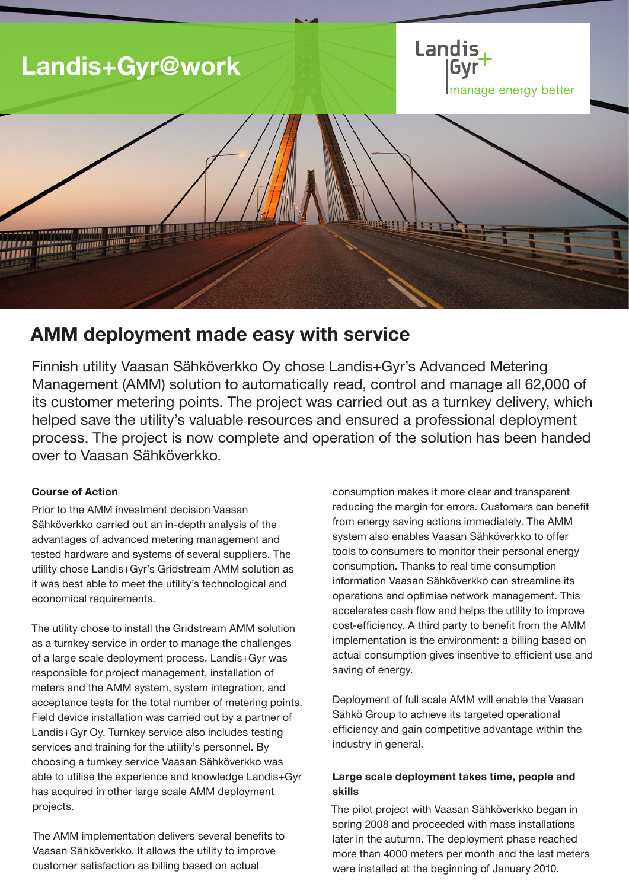# Landis+Gyr@work

Landis+Gyr manage energy better

## AMM deployment made easy with service

Finnish utility Vaasan Sähköverkko Oy chose Landis+Gyr's Advanced Metering Management (AMM) solution to automatically read, control and manage all 62,000 of its customer metering points. The project was carried out as a turnkey delivery, which helped save the utility's valuable resources and ensured a professional deployment process. The project is now complete and operation of the solution has been handed over to Vaasan Sähköverkko.

**Course of Action**

Prior to the AMM investment decision Vaasan Sähköverkko carried out an in-depth analysis of the advantages of advanced metering management and tested hardware and systems of several suppliers. The utility chose Landis+Gyr's Gridstream AMM solution as it was best able to meet the utility's technological and economical requirements.

The utility chose to install the Gridstream AMM solution as a turnkey service in order to manage the challenges of a large scale deployment process. Landis+Gyr was responsible for project management, installation of meters and the AMM system, system integration, and acceptance tests for the total number of metering points. Field device installation was carried out by a partner of Landis+Gyr Oy. Turnkey service also includes testing services and training for the utility's personnel. By choosing a turnkey service Vaasan Sähköverkko was able to utilise the experience and knowledge Landis+Gyr has acquired in other large scale AMM deployment projects.

The AMM implementation delivers several benefits to Vaasan Sähköverkko. It allows the utility to improve customer satisfaction as billing based on actual consumption makes it more clear and transparent reducing the margin for errors. Customers can benefit from energy saving actions immediately. The AMM system also enables Vaasan Sähköverkko to offer tools to consumers to monitor their personal energy consumption. Thanks to real time consumption information Vaasan Sähköverkko can streamline its operations and optimise network management. This accelerates cash flow and helps the utility to improve cost-efficiency. A third party to benefit from the AMM implementation is the environment: a billing based on actual consumption gives insentive to efficient use and saving of energy.

Deployment of full scale AMM will enable the Vaasan Sähkö Group to achieve its targeted operational efficiency and gain competitive advantage within the industry in general.

**Large scale deployment takes time, people and skills**

The pilot project with Vaasan Sähköverkko began in spring 2008 and proceeded with mass installations later in the autumn. The deployment phase reached more than 4000 meters per month and the last meters were installed at the beginning of January 2010.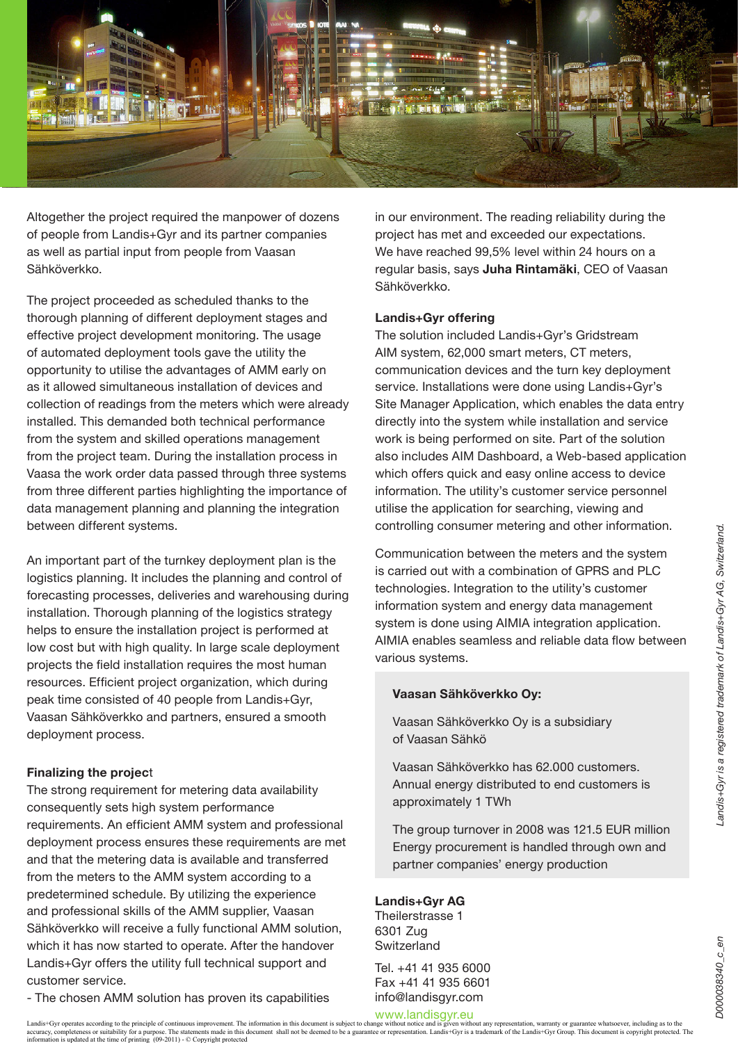Altogether the project required the manpower of dozens of people from Landis+Gyr and its partner companies as well as partial input from people from Vaasan Sähköverkko.

The project proceeded as scheduled thanks to the thorough planning of different deployment stages and effective project development monitoring. The usage of automated deployment tools gave the utility the opportunity to utilise the advantages of AMM early on as it allowed simultaneous installation of devices and collection of readings from the meters which were already installed. This demanded both technical performance from the system and skilled operations management from the project team. During the installation process in Vaasa the work order data passed through three systems from three different parties highlighting the importance of data management planning and planning the integration between different systems.

An important part of the turnkey deployment plan is the logistics planning. It includes the planning and control of forecasting processes, deliveries and warehousing during installation. Thorough planning of the logistics strategy helps to ensure the installation project is performed at low cost but with high quality. In large scale deployment projects the field installation requires the most human resources. Efficient project organization, which during peak time consisted of 40 people from Landis+Gyr, Vaasan Sähköverkko and partners, ensured a smooth deployment process.

### Finalizing the project

The strong requirement for metering data availability consequently sets high system performance requirements. An efficient AMM system and professional deployment process ensures these requirements are met and that the metering data is available and transferred from the meters to the AMM system according to a predetermined schedule. By utilizing the experience and professional skills of the AMM supplier, Vaasan Sähköverkko will receive a fully functional AMM solution, which it has now started to operate. After the handover Landis+Gyr offers the utility full technical support and customer service.

- The chosen AMM solution has proven its capabilities in our environment. The reading reliability during the project has met and exceeded our expectations. We have reached 99,5% level within 24 hours on a regular basis, says **Juha Rintamäki**, CEO of Vaasan Sähköverkko.

### Landis+Gyr offering

The solution included Landis+Gyr's Gridstream AIM system, 62,000 smart meters, CT meters, communication devices and the turn key deployment service. Installations were done using Landis+Gyr's Site Manager Application, which enables the data entry directly into the system while installation and service work is being performed on site. Part of the solution also includes AIM Dashboard, a Web-based application which offers quick and easy online access to device information. The utility's customer service personnel utilise the application for searching, viewing and controlling consumer metering and other information.

Communication between the meters and the system is carried out with a combination of GPRS and PLC technologies. Integration to the utility's customer information system and energy data management system is done using AIMIA integration application. AIMIA enables seamless and reliable data flow between various systems.

**Vaasan Sähköverkko Oy:**

Vaasan Sähköverkko Oy is a subsidiary of Vaasan Sähkö

Vaasan Sähköverkko has 62.000 customers. Annual energy distributed to end customers is approximately 1 TWh

The group turnover in 2008 was 121.5 EUR million Energy procurement is handled through own and partner companies' energy production

**Landis+Gyr AG**
Theilerstrasse 1
6301 Zug
Switzerland

Tel. +41 41 935 6000
Fax +41 41 935 6601
info@landisgyr.com

www.landisgyr.eu

*Landis+Gyr is a registered trademark of Landis+Gyr AG, Switzerland.*

*D000038340_c_en*

Landis+Gyr operates according to the principle of continuous improvement. The information in this document is subject to change without notice and is given without any representation, warranty or guarantee whatsoever, including as to the accuracy, completeness or suitability for a purpose. The statements made in this document shall not be deemed to be a guarantee or representation. Landis+Gyr is a trademark of the Landis+Gyr Group. This document is copyright protected. The information is updated at the time of printing (09-2011) - © Copyright protected